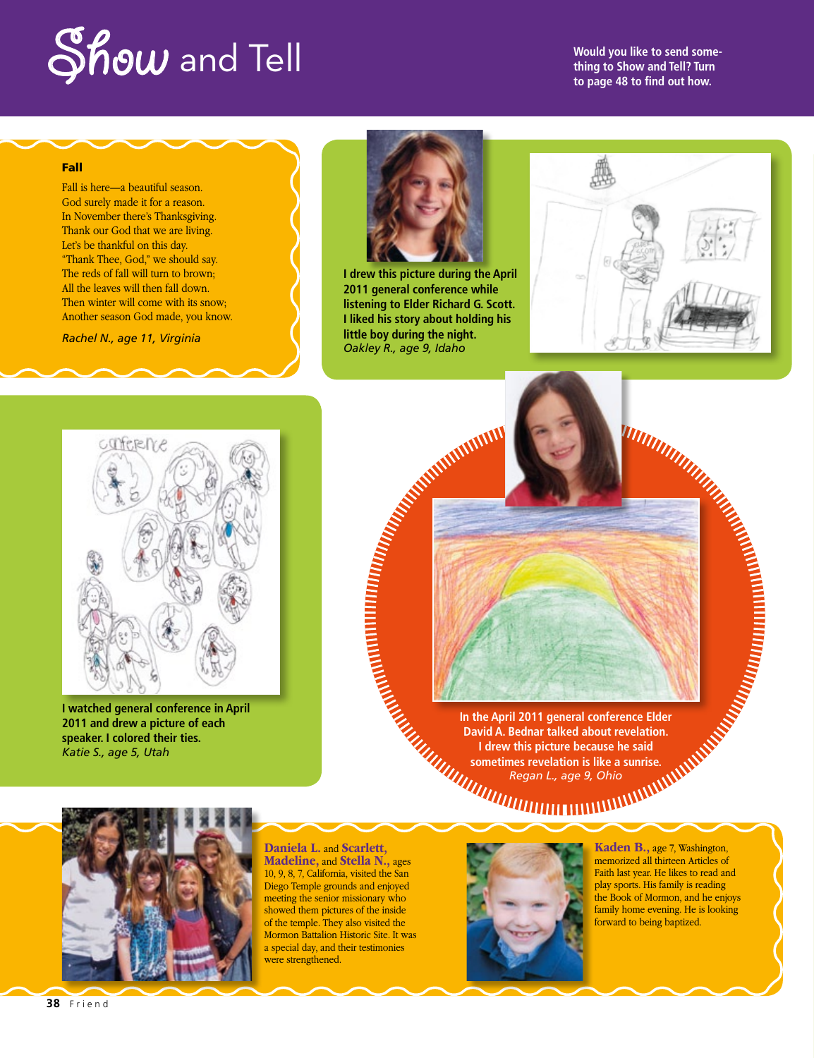# Show and Tell

Would you like to send something to Show and Tell? Turn to page 48 to find out how.

**Fall**

Fall is here—a beautiful season.
God surely made it for a reason.
In November there's Thanksgiving.
Thank our God that we are living.
Let's be thankful on this day.
"Thank Thee, God," we should say.
The reds of fall will turn to brown;
All the leaves will then fall down.
Then winter will come with its snow;
Another season God made, you know.

*Rachel N., age 11, Virginia*

**I drew this picture during the April 2011 general conference while listening to Elder Richard G. Scott. I liked his story about holding his little boy during the night.**
*Oakley R., age 9, Idaho*

**I watched general conference in April 2011 and drew a picture of each speaker. I colored their ties.**
*Katie S., age 5, Utah*

**In the April 2011 general conference Elder David A. Bednar talked about revelation. I drew this picture because he said sometimes revelation is like a sunrise.**
*Regan L., age 9, Ohio*

**Daniela L.** and **Scarlett, Madeline,** and **Stella N.,** ages 10, 9, 8, 7, California, visited the San Diego Temple grounds and enjoyed meeting the senior missionary who showed them pictures of the inside of the temple. They also visited the Mormon Battalion Historic Site. It was a special day, and their testimonies were strengthened.

**Kaden B.,** age 7, Washington, memorized all thirteen Articles of Faith last year. He likes to read and play sports. His family is reading the Book of Mormon, and he enjoys family home evening. He is looking forward to being baptized.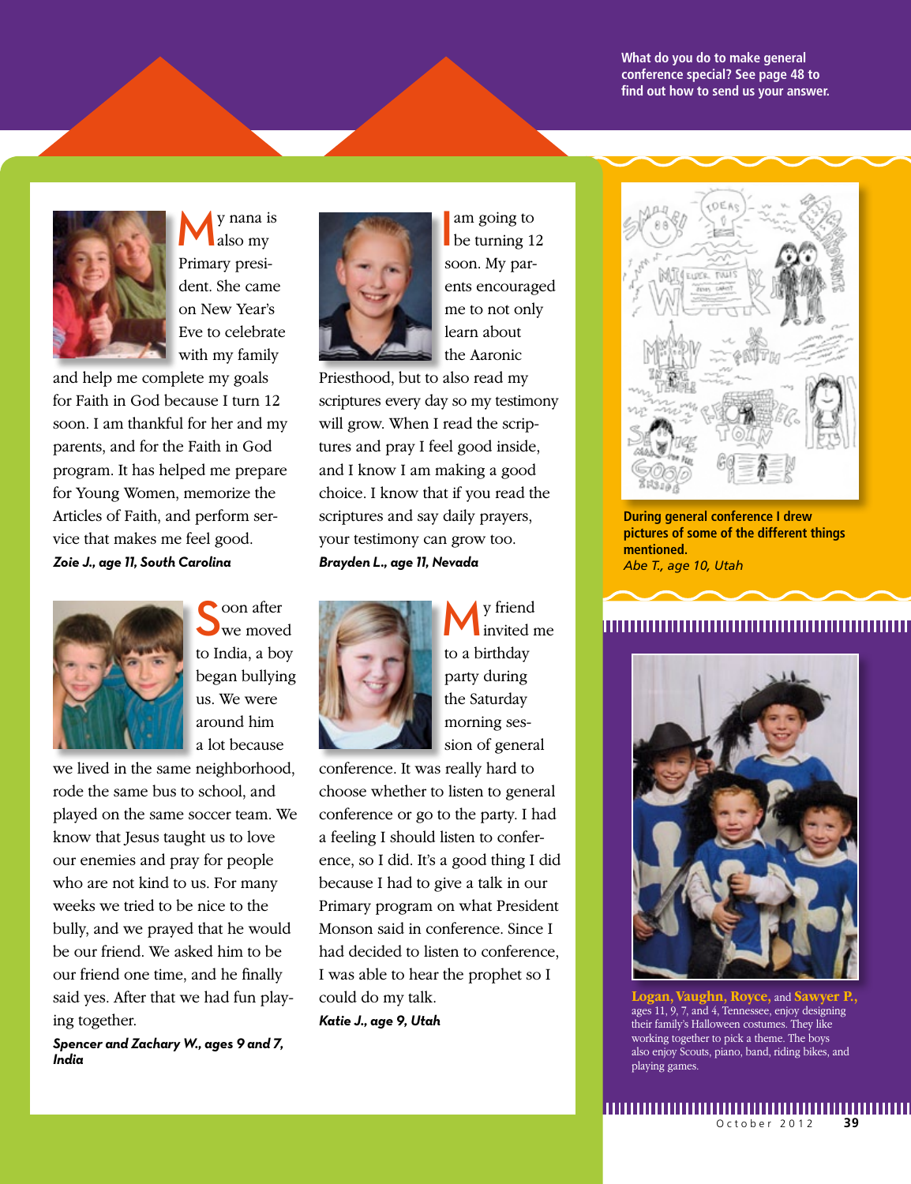What do you do to make general conference special? See page 48 to find out how to send us your answer.

My nana is also my Primary president. She came on New Year's Eve to celebrate with my family and help me complete my goals for Faith in God because I turn 12 soon. I am thankful for her and my parents, and for the Faith in God program. It has helped me prepare for Young Women, memorize the Articles of Faith, and perform service that makes me feel good.

***Zoie J., age 11, South Carolina***

I am going to be turning 12 soon. My parents encouraged me to not only learn about the Aaronic Priesthood, but to also read my scriptures every day so my testimony will grow. When I read the scriptures and pray I feel good inside, and I know I am making a good choice. I know that if you read the scriptures and say daily prayers, your testimony can grow too.

***Brayden L., age 11, Nevada***

Soon after we moved to India, a boy began bullying us. We were around him a lot because we lived in the same neighborhood, rode the same bus to school, and played on the same soccer team. We know that Jesus taught us to love our enemies and pray for people who are not kind to us. For many weeks we tried to be nice to the bully, and we prayed that he would be our friend. We asked him to be our friend one time, and he finally said yes. After that we had fun playing together.

***Spencer and Zachary W., ages 9 and 7, India***

My friend invited me to a birthday party during the Saturday morning session of general conference. It was really hard to choose whether to listen to general conference or go to the party. I had a feeling I should listen to conference, so I did. It's a good thing I did because I had to give a talk in our Primary program on what President Monson said in conference. Since I had decided to listen to conference, I was able to hear the prophet so I could do my talk.

***Katie J., age 9, Utah***

**During general conference I drew pictures of some of the different things mentioned.**
*Abe T., age 10, Utah*

**Logan, Vaughn, Royce,** and **Sawyer P.,** ages 11, 9, 7, and 4, Tennessee, enjoy designing their family's Halloween costumes. They like working together to pick a theme. The boys also enjoy Scouts, piano, band, riding bikes, and playing games.